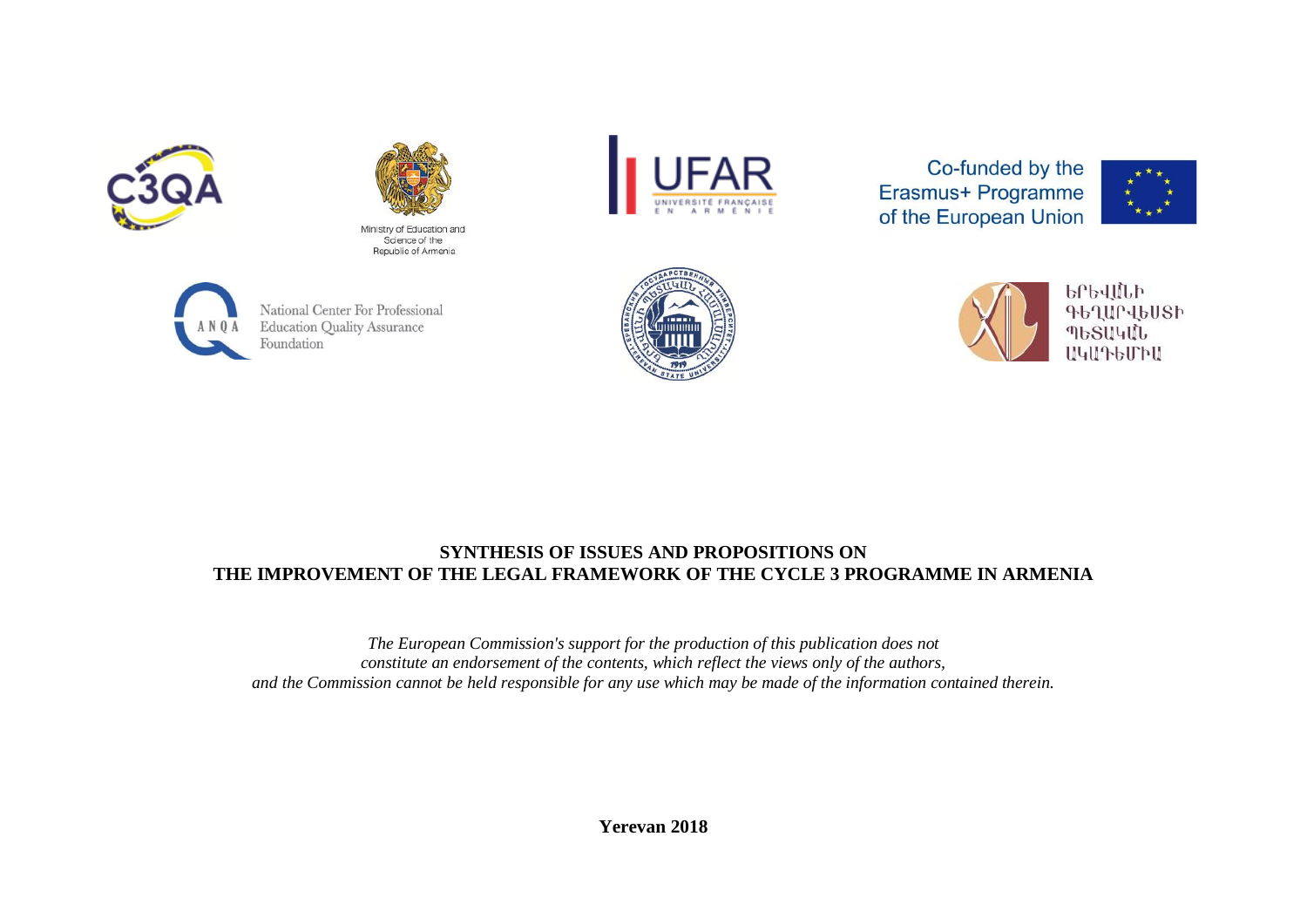C3QA

Ministry of Education and Science of the Republic of Armenia

UFAR
UNIVERSITÉ FRANÇAISE EN ARMÉNIE

Co-funded by the Erasmus+ Programme of the European Union

ANQA
National Center For Professional Education Quality Assurance Foundation

ԵՐԵՎԱՆԻ ԳԵՂԱՐՎԵՍՏԻ ՊԵՏԱԿԱՆ ԱԿԱԴԵՄԻԱ

# SYNTHESIS OF ISSUES AND PROPOSITIONS ON THE IMPROVEMENT OF THE LEGAL FRAMEWORK OF THE CYCLE 3 PROGRAMME IN ARMENIA

*The European Commission's support for the production of this publication does not constitute an endorsement of the contents, which reflect the views only of the authors, and the Commission cannot be held responsible for any use which may be made of the information contained therein.*

**Yerevan 2018**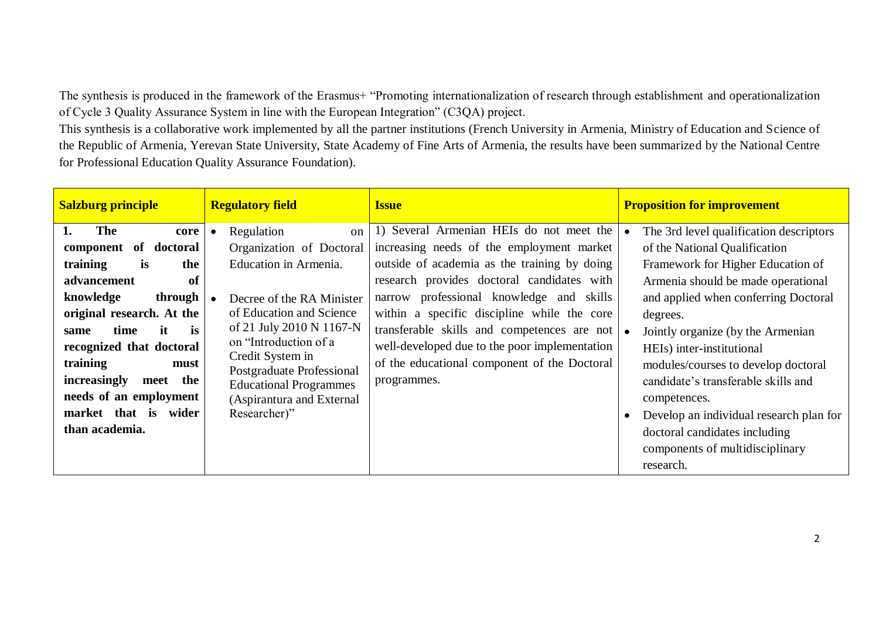The synthesis is produced in the framework of the Erasmus+ "Promoting internationalization of research through establishment and operationalization of Cycle 3 Quality Assurance System in line with the European Integration" (C3QA) project.

This synthesis is a collaborative work implemented by all the partner institutions (French University in Armenia, Ministry of Education and Science of the Republic of Armenia, Yerevan State University, State Academy of Fine Arts of Armenia, the results have been summarized by the National Centre for Professional Education Quality Assurance Foundation).

| **Salzburg principle** | **Regulatory field** | **Issue** | **Proposition for improvement** |
| --- | --- | --- | --- |
| **1. The core component of doctoral training is the advancement of knowledge through original research. At the same time it is recognized that doctoral training must increasingly meet the needs of an employment market that is wider than academia.** | • Regulation on Organization of Doctoral Education in Armenia.<br>• Decree of the RA Minister of Education and Science of 21 July 2010 N 1167-N on "Introduction of a Credit System in Postgraduate Professional Educational Programmes (Aspirantura and External Researcher)" | 1) Several Armenian HEIs do not meet the increasing needs of the employment market outside of academia as the training by doing research provides doctoral candidates with narrow professional knowledge and skills within a specific discipline while the core transferable skills and competences are not well-developed due to the poor implementation of the educational component of the Doctoral programmes. | • The 3rd level qualification descriptors of the National Qualification Framework for Higher Education of Armenia should be made operational and applied when conferring Doctoral degrees.<br>• Jointly organize (by the Armenian HEIs) inter-institutional modules/courses to develop doctoral candidate's transferable skills and competences.<br>• Develop an individual research plan for doctoral candidates including components of multidisciplinary research. |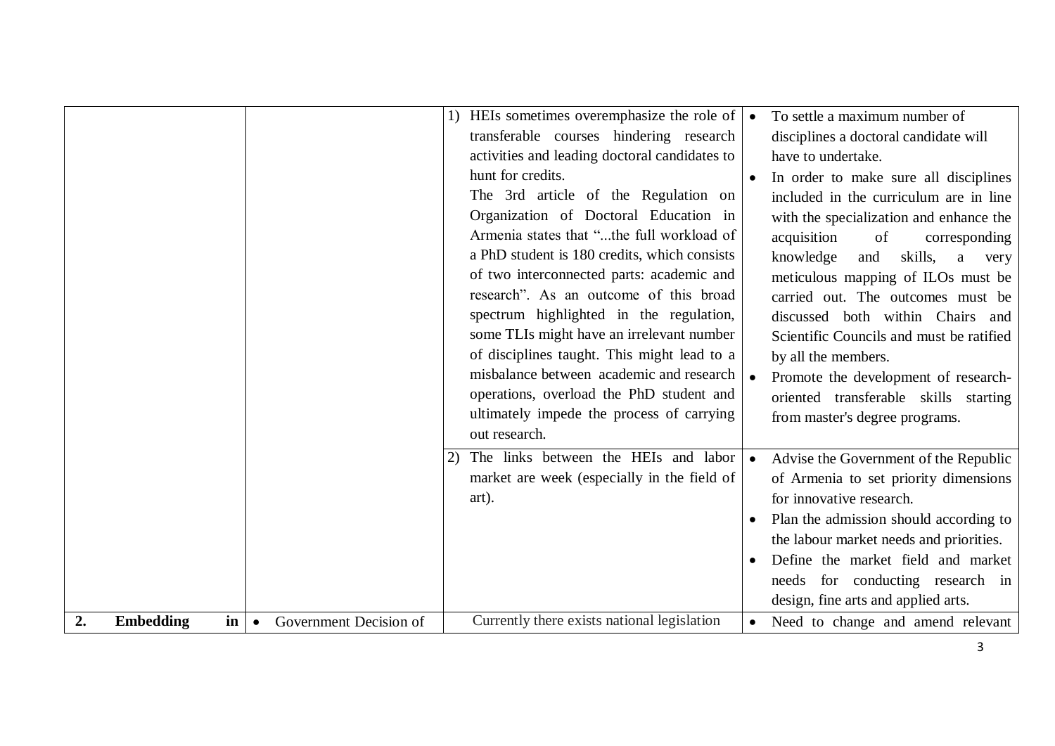| | | | |
|---|---|---|---|
| | | 1) HEIs sometimes overemphasize the role of transferable courses hindering research activities and leading doctoral candidates to hunt for credits.<br>The 3rd article of the Regulation on Organization of Doctoral Education in Armenia states that "...the full workload of a PhD student is 180 credits, which consists of two interconnected parts: academic and research". As an outcome of this broad spectrum highlighted in the regulation, some TLIs might have an irrelevant number of disciplines taught. This might lead to a misbalance between academic and research operations, overload the PhD student and ultimately impede the process of carrying out research. | • To settle a maximum number of disciplines a doctoral candidate will have to undertake.<br>• In order to make sure all disciplines included in the curriculum are in line with the specialization and enhance the acquisition of corresponding knowledge and skills, a very meticulous mapping of ILOs must be carried out. The outcomes must be discussed both within Chairs and Scientific Councils and must be ratified by all the members.<br>• Promote the development of research-oriented transferable skills starting from master's degree programs. |
| | | 2) The links between the HEIs and labor market are week (especially in the field of art). | • Advise the Government of the Republic of Armenia to set priority dimensions for innovative research.<br>• Plan the admission should according to the labour market needs and priorities.<br>• Define the market field and market needs for conducting research in design, fine arts and applied arts. |
| **2. Embedding in** | • Government Decision of | Currently there exists national legislation | • Need to change and amend relevant |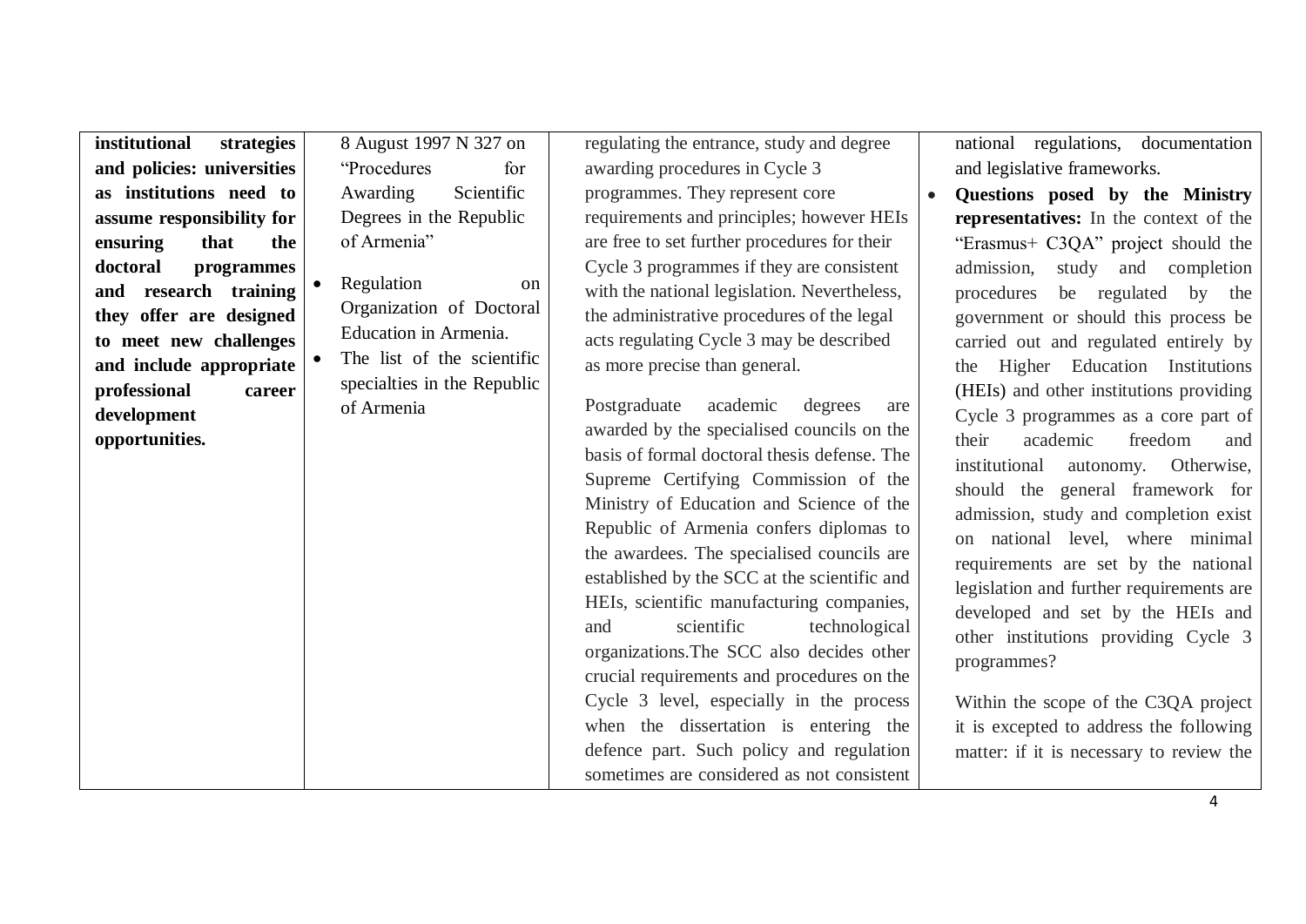| | | | |
|---|---|---|---|
| **institutional strategies and policies: universities as institutions need to assume responsibility for ensuring that the doctoral programmes and research training they offer are designed to meet new challenges and include appropriate professional career development opportunities.** | 8 August 1997 N 327 on "Procedures for Awarding Scientific Degrees in the Republic of Armenia"<br>• Regulation on Organization of Doctoral Education in Armenia.<br>• The list of the scientific specialties in the Republic of Armenia | regulating the entrance, study and degree awarding procedures in Cycle 3 programmes. They represent core requirements and principles; however HEIs are free to set further procedures for their Cycle 3 programmes if they are consistent with the national legislation. Nevertheless, the administrative procedures of the legal acts regulating Cycle 3 may be described as more precise than general.<br><br>Postgraduate academic degrees are awarded by the specialised councils on the basis of formal doctoral thesis defense. The Supreme Certifying Commission of the Ministry of Education and Science of the Republic of Armenia confers diplomas to the awardees. The specialised councils are established by the SCC at the scientific and HEIs, scientific manufacturing companies, and scientific technological organizations.The SCC also decides other crucial requirements and procedures on the Cycle 3 level, especially in the process when the dissertation is entering the defence part. Such policy and regulation sometimes are considered as not consistent | national regulations, documentation and legislative frameworks.<br>• **Questions posed by the Ministry representatives:** In the context of the "Erasmus+ C3QA" project should the admission, study and completion procedures be regulated by the government or should this process be carried out and regulated entirely by the Higher Education Institutions (HEIs) and other institutions providing Cycle 3 programmes as a core part of their academic freedom and institutional autonomy. Otherwise, should the general framework for admission, study and completion exist on national level, where minimal requirements are set by the national legislation and further requirements are developed and set by the HEIs and other institutions providing Cycle 3 programmes?<br><br>Within the scope of the C3QA project it is excepted to address the following matter: if it is necessary to review the |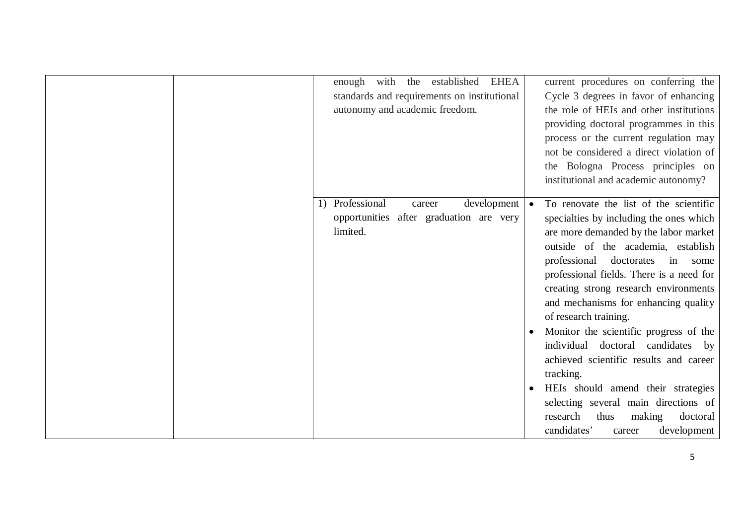|  |  |  |  |
|---|---|---|---|
|  |  | enough with the established EHEA standards and requirements on institutional autonomy and academic freedom. | current procedures on conferring the Cycle 3 degrees in favor of enhancing the role of HEIs and other institutions providing doctoral programmes in this process or the current regulation may not be considered a direct violation of the Bologna Process principles on institutional and academic autonomy? |
|  |  | 1) Professional career development opportunities after graduation are very limited. | • To renovate the list of the scientific specialties by including the ones which are more demanded by the labor market outside of the academia, establish professional doctorates in some professional fields. There is a need for creating strong research environments and mechanisms for enhancing quality of research training.<br>• Monitor the scientific progress of the individual doctoral candidates by achieved scientific results and career tracking.<br>• HEIs should amend their strategies selecting several main directions of research thus making doctoral candidates' career development |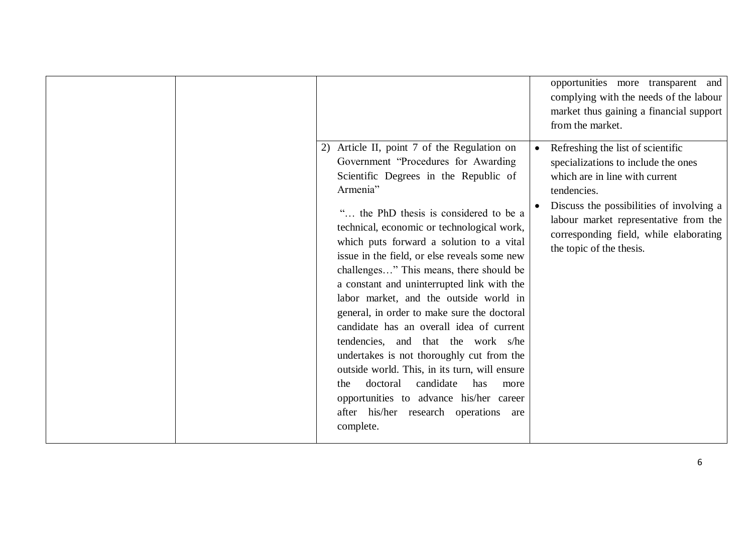| | | | |
|---|---|---|---|
| | | | opportunities more transparent and complying with the needs of the labour market thus gaining a financial support from the market. |
| | | 2) Article II, point 7 of the Regulation on Government "Procedures for Awarding Scientific Degrees in the Republic of Armenia"<br><br>"… the PhD thesis is considered to be a technical, economic or technological work, which puts forward a solution to a vital issue in the field, or else reveals some new challenges…" This means, there should be a constant and uninterrupted link with the labor market, and the outside world in general, in order to make sure the doctoral candidate has an overall idea of current tendencies, and that the work s/he undertakes is not thoroughly cut from the outside world. This, in its turn, will ensure the doctoral candidate has more opportunities to advance his/her career after his/her research operations are complete. | • Refreshing the list of scientific specializations to include the ones which are in line with current tendencies.<br>• Discuss the possibilities of involving a labour market representative from the corresponding field, while elaborating the topic of the thesis. |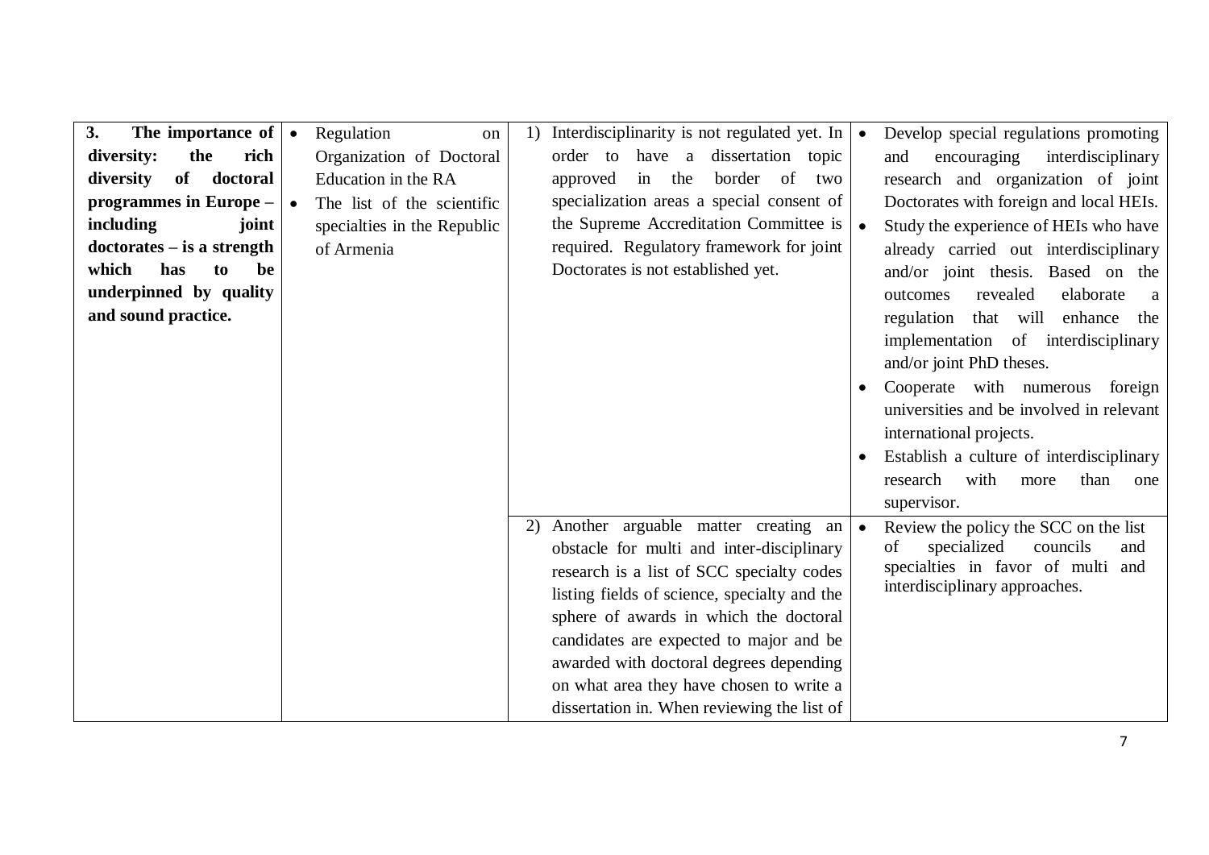| | | | |
|---|---|---|---|
| **3. The importance of diversity: the rich diversity of doctoral programmes in Europe – including joint doctorates – is a strength which has to be underpinned by quality and sound practice.** | • Regulation on Organization of Doctoral Education in the RA<br>• The list of the scientific specialties in the Republic of Armenia | 1) Interdisciplinarity is not regulated yet. In order to have a dissertation topic approved in the border of two specialization areas a special consent of the Supreme Accreditation Committee is required. Regulatory framework for joint Doctorates is not established yet. | • Develop special regulations promoting and encouraging interdisciplinary research and organization of joint Doctorates with foreign and local HEIs.<br>• Study the experience of HEIs who have already carried out interdisciplinary and/or joint thesis. Based on the outcomes revealed elaborate a regulation that will enhance the implementation of interdisciplinary and/or joint PhD theses.<br>• Cooperate with numerous foreign universities and be involved in relevant international projects.<br>• Establish a culture of interdisciplinary research with more than one supervisor. |
| | | 2) Another arguable matter creating an obstacle for multi and inter-disciplinary research is a list of SCC specialty codes listing fields of science, specialty and the sphere of awards in which the doctoral candidates are expected to major and be awarded with doctoral degrees depending on what area they have chosen to write a dissertation in. When reviewing the list of | • Review the policy the SCC on the list of specialized councils and specialties in favor of multi and interdisciplinary approaches. |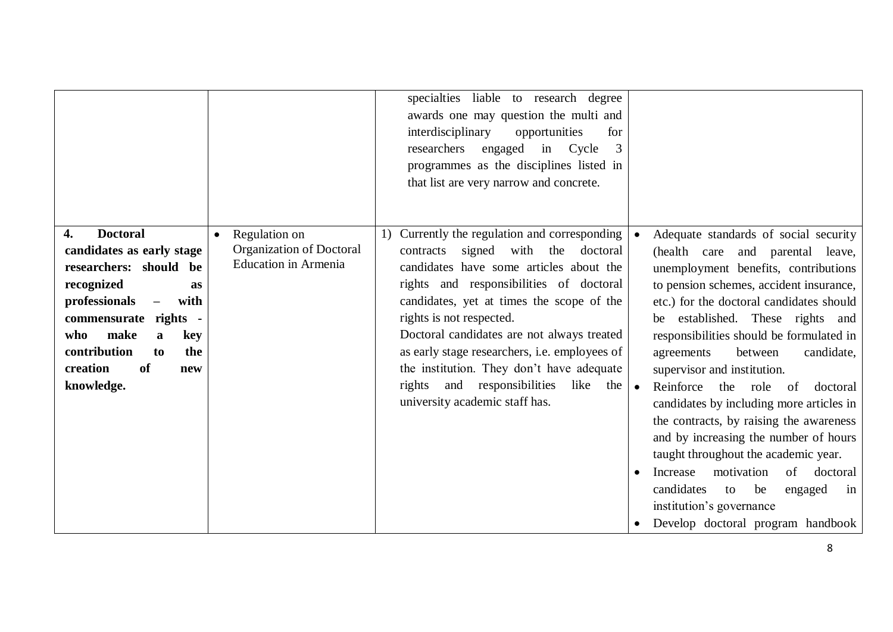| | | | |
|---|---|---|---|
| | | specialties liable to research degree awards one may question the multi and interdisciplinary opportunities for researchers engaged in Cycle 3 programmes as the disciplines listed in that list are very narrow and concrete. | |
| **4. Doctoral candidates as early stage researchers: should be recognized as professionals – with commensurate rights - who make a key contribution to the creation of new knowledge.** | • Regulation on Organization of Doctoral Education in Armenia | 1) Currently the regulation and corresponding contracts signed with the doctoral candidates have some articles about the rights and responsibilities of doctoral candidates, yet at times the scope of the rights is not respected.<br>Doctoral candidates are not always treated as early stage researchers, i.e. employees of the institution. They don't have adequate rights and responsibilities like the university academic staff has. | • Adequate standards of social security (health care and parental leave, unemployment benefits, contributions to pension schemes, accident insurance, etc.) for the doctoral candidates should be established. These rights and responsibilities should be formulated in agreements between candidate, supervisor and institution.<br>• Reinforce the role of doctoral candidates by including more articles in the contracts, by raising the awareness and by increasing the number of hours taught throughout the academic year.<br>• Increase motivation of doctoral candidates to be engaged in institution's governance<br>• Develop doctoral program handbook |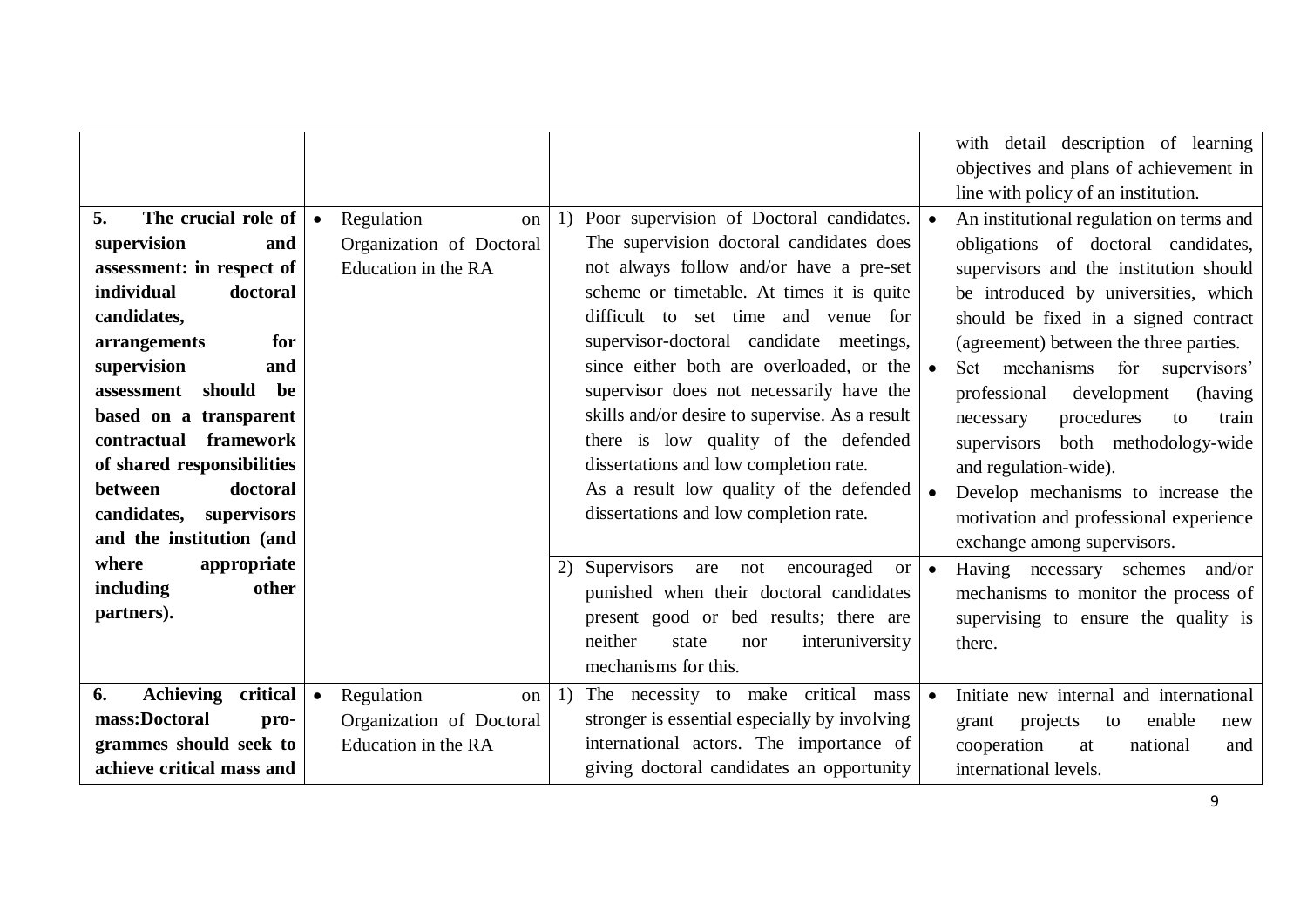| | | | |
|---|---|---|---|
| | | | with detail description of learning objectives and plans of achievement in line with policy of an institution. |
| **5. The crucial role of supervision and assessment: in respect of individual doctoral candidates, arrangements for supervision and assessment should be based on a transparent contractual framework of shared responsibilities between doctoral candidates, supervisors and the institution (and where appropriate including other partners).** | • Regulation on Organization of Doctoral Education in the RA | 1) Poor supervision of Doctoral candidates. The supervision doctoral candidates does not always follow and/or have a pre-set scheme or timetable. At times it is quite difficult to set time and venue for supervisor-doctoral candidate meetings, since either both are overloaded, or the supervisor does not necessarily have the skills and/or desire to supervise. As a result there is low quality of the defended dissertations and low completion rate.<br>As a result low quality of the defended dissertations and low completion rate. | • An institutional regulation on terms and obligations of doctoral candidates, supervisors and the institution should be introduced by universities, which should be fixed in a signed contract (agreement) between the three parties.<br>• Set mechanisms for supervisors' professional development (having necessary procedures to train supervisors both methodology-wide and regulation-wide).<br>• Develop mechanisms to increase the motivation and professional experience exchange among supervisors. |
| | | 2) Supervisors are not encouraged or punished when their doctoral candidates present good or bed results; there are neither state nor interuniversity mechanisms for this. | • Having necessary schemes and/or mechanisms to monitor the process of supervising to ensure the quality is there. |
| **6. Achieving critical mass:Doctoral pro-grammes should seek to achieve critical mass and** | • Regulation on Organization of Doctoral Education in the RA | 1) The necessity to make critical mass stronger is essential especially by involving international actors. The importance of giving doctoral candidates an opportunity | • Initiate new internal and international grant projects to enable new cooperation at national and international levels. |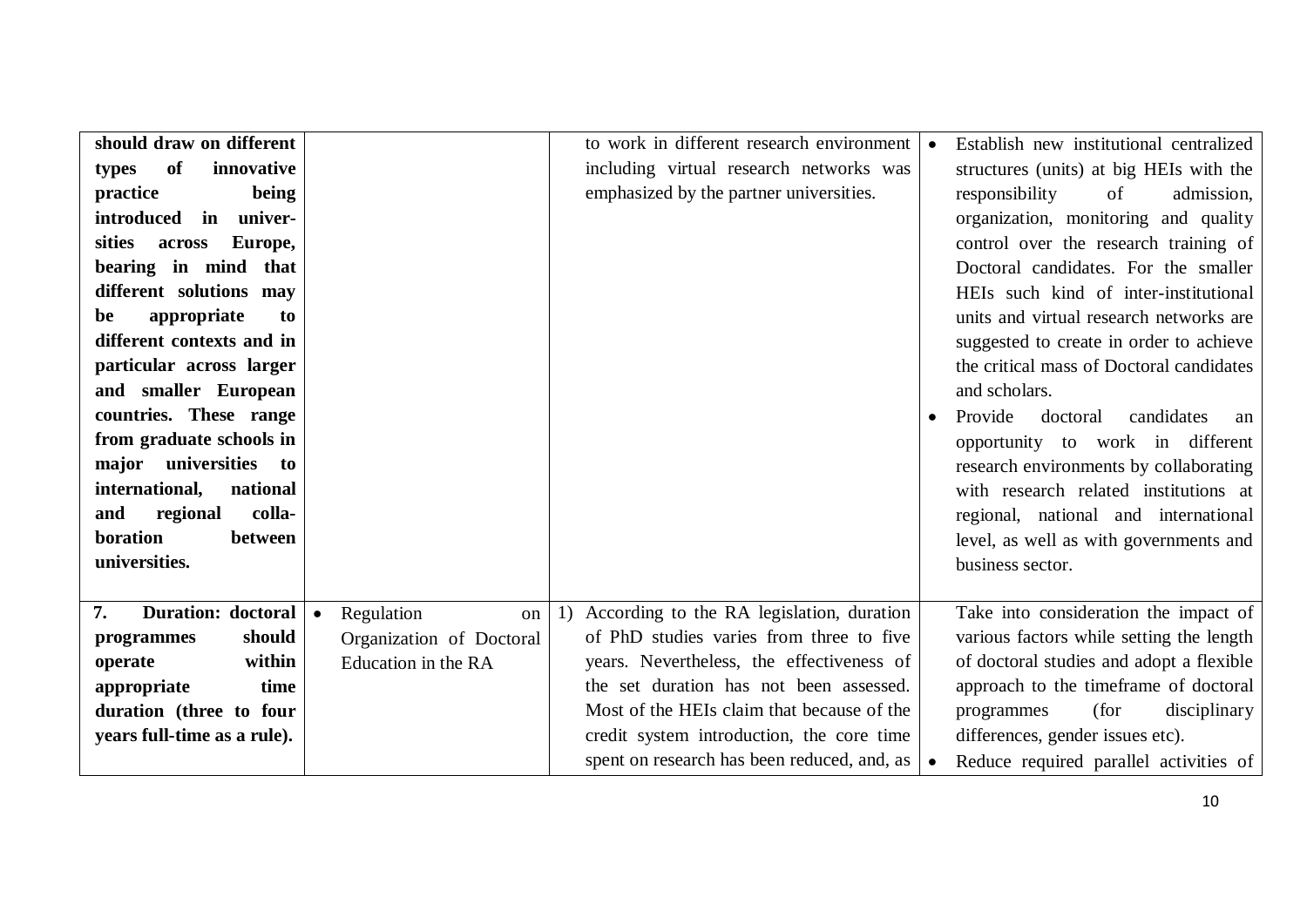| | | | |
|---|---|---|---|
| **should draw on different types of innovative practice being introduced in universities across Europe, bearing in mind that different solutions may be appropriate to different contexts and in particular across larger and smaller European countries. These range from graduate schools in major universities to international, national and regional collaboration between universities.** | | to work in different research environment including virtual research networks was emphasized by the partner universities. | • Establish new institutional centralized structures (units) at big HEIs with the responsibility of admission, organization, monitoring and quality control over the research training of Doctoral candidates. For the smaller HEIs such kind of inter-institutional units and virtual research networks are suggested to create in order to achieve the critical mass of Doctoral candidates and scholars.<br>• Provide doctoral candidates an opportunity to work in different research environments by collaborating with research related institutions at regional, national and international level, as well as with governments and business sector. |
| **7. Duration: doctoral programmes should operate within appropriate time duration (three to four years full-time as a rule).** | • Regulation on Organization of Doctoral Education in the RA | 1) According to the RA legislation, duration of PhD studies varies from three to five years. Nevertheless, the effectiveness of the set duration has not been assessed. Most of the HEIs claim that because of the credit system introduction, the core time spent on research has been reduced, and, as | Take into consideration the impact of various factors while setting the length of doctoral studies and adopt a flexible approach to the timeframe of doctoral programmes (for disciplinary differences, gender issues etc).<br>• Reduce required parallel activities of |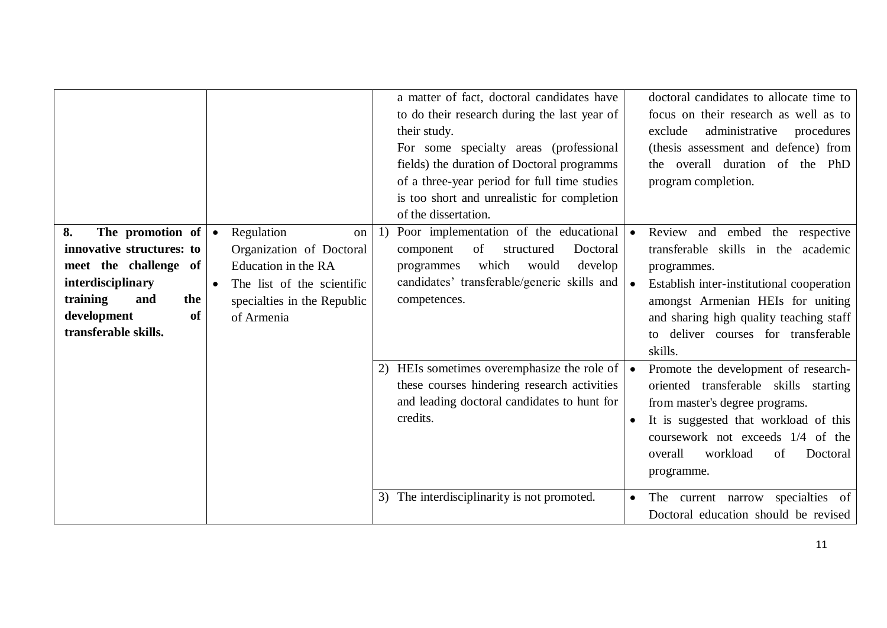| | | | |
|---|---|---|---|
| | | a matter of fact, doctoral candidates have to do their research during the last year of their study.<br>For some specialty areas (professional fields) the duration of Doctoral programms of a three-year period for full time studies is too short and unrealistic for completion of the dissertation. | doctoral candidates to allocate time to focus on their research as well as to exclude administrative procedures (thesis assessment and defence) from the overall duration of the PhD program completion. |
| **8. The promotion of innovative structures: to meet the challenge of interdisciplinary training and the development of transferable skills.** | • Regulation on Organization of Doctoral Education in the RA<br>• The list of the scientific specialties in the Republic of Armenia | 1) Poor implementation of the educational component of structured Doctoral programmes which would develop candidates' transferable/generic skills and competences. | • Review and embed the respective transferable skills in the academic programmes.<br>• Establish inter-institutional cooperation amongst Armenian HEIs for uniting and sharing high quality teaching staff to deliver courses for transferable skills. |
| | | 2) HEIs sometimes overemphasize the role of these courses hindering research activities and leading doctoral candidates to hunt for credits. | • Promote the development of research-oriented transferable skills starting from master's degree programs.<br>• It is suggested that workload of this coursework not exceeds 1/4 of the overall workload of Doctoral programme. |
| | | 3) The interdisciplinarity is not promoted. | • The current narrow specialties of Doctoral education should be revised |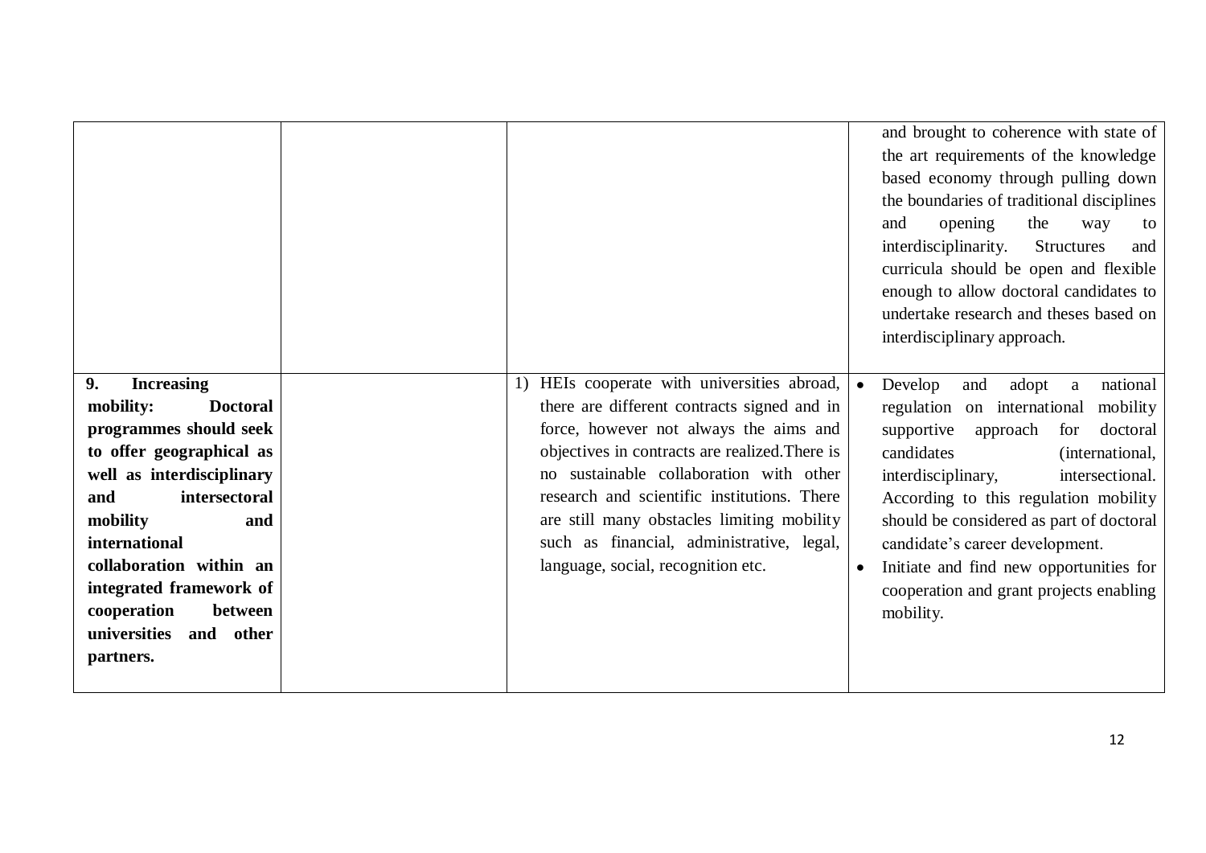| | | | |
|---|---|---|---|
| | | | and brought to coherence with state of the art requirements of the knowledge based economy through pulling down the boundaries of traditional disciplines and opening the way to interdisciplinarity. Structures and curricula should be open and flexible enough to allow doctoral candidates to undertake research and theses based on interdisciplinary approach. |
| **9. Increasing mobility: Doctoral programmes should seek to offer geographical as well as interdisciplinary and intersectoral mobility and international collaboration within an integrated framework of cooperation between universities and other partners.** | | 1) HEIs cooperate with universities abroad, there are different contracts signed and in force, however not always the aims and objectives in contracts are realized.There is no sustainable collaboration with other research and scientific institutions. There are still many obstacles limiting mobility such as financial, administrative, legal, language, social, recognition etc. | • Develop and adopt a national regulation on international mobility supportive approach for doctoral candidates (international, interdisciplinary, intersectional. According to this regulation mobility should be considered as part of doctoral candidate's career development.<br>• Initiate and find new opportunities for cooperation and grant projects enabling mobility. |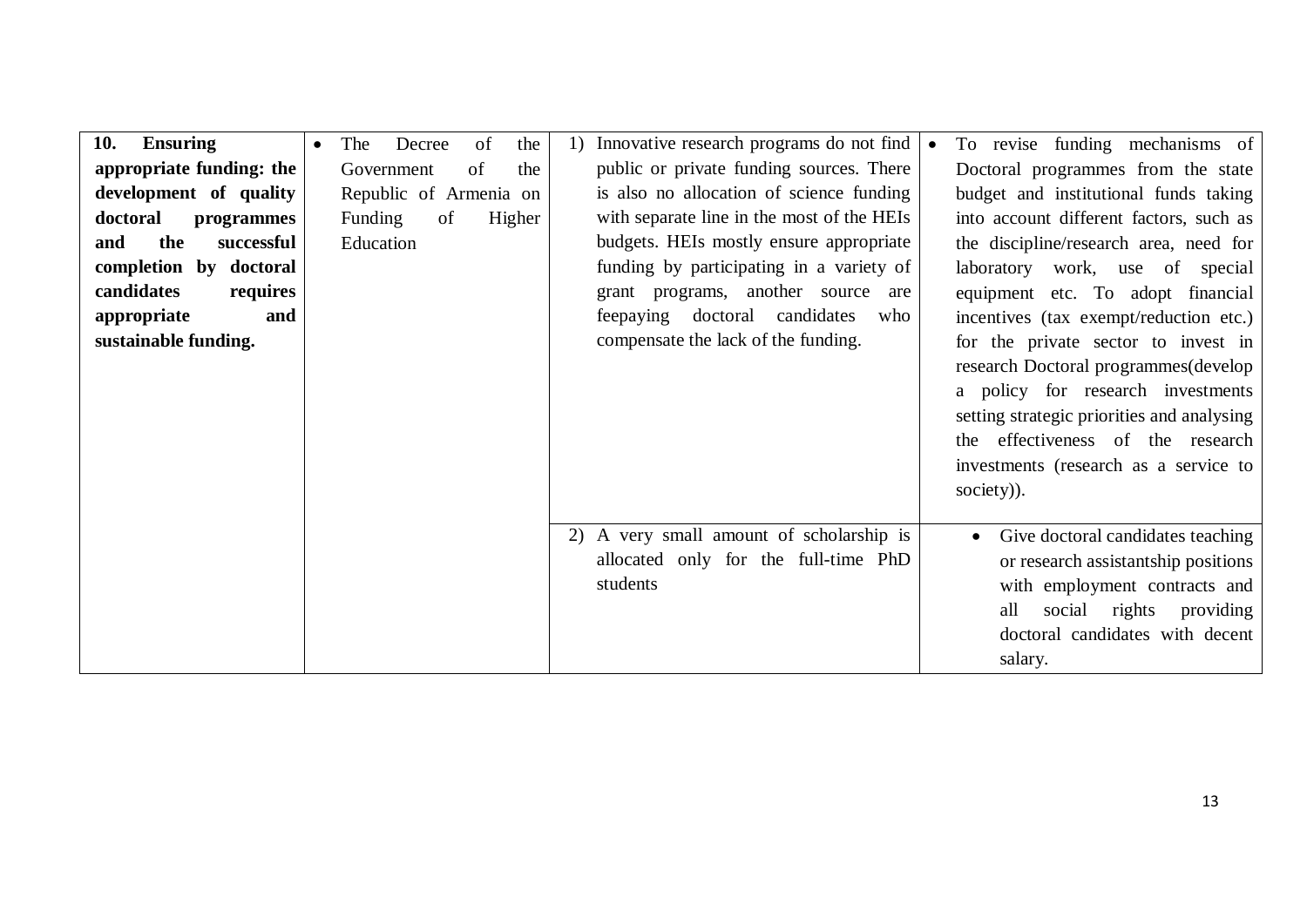| **10. Ensuring appropriate funding: the development of quality doctoral programmes and the successful completion by doctoral candidates requires appropriate and sustainable funding.** | • The Decree of the Government of the Republic of Armenia on Funding of Higher Education | 1) Innovative research programs do not find public or private funding sources. There is also no allocation of science funding with separate line in the most of the HEIs budgets. HEIs mostly ensure appropriate funding by participating in a variety of grant programs, another source are feepaying doctoral candidates who compensate the lack of the funding. | • To revise funding mechanisms of Doctoral programmes from the state budget and institutional funds taking into account different factors, such as the discipline/research area, need for laboratory work, use of special equipment etc. To adopt financial incentives (tax exempt/reduction etc.) for the private sector to invest in research Doctoral programmes(develop a policy for research investments setting strategic priorities and analysing the effectiveness of the research investments (research as a service to society)). |
|---|---|---|---|
| | | 2) A very small amount of scholarship is allocated only for the full-time PhD students | • Give doctoral candidates teaching or research assistantship positions with employment contracts and all social rights providing doctoral candidates with decent salary. |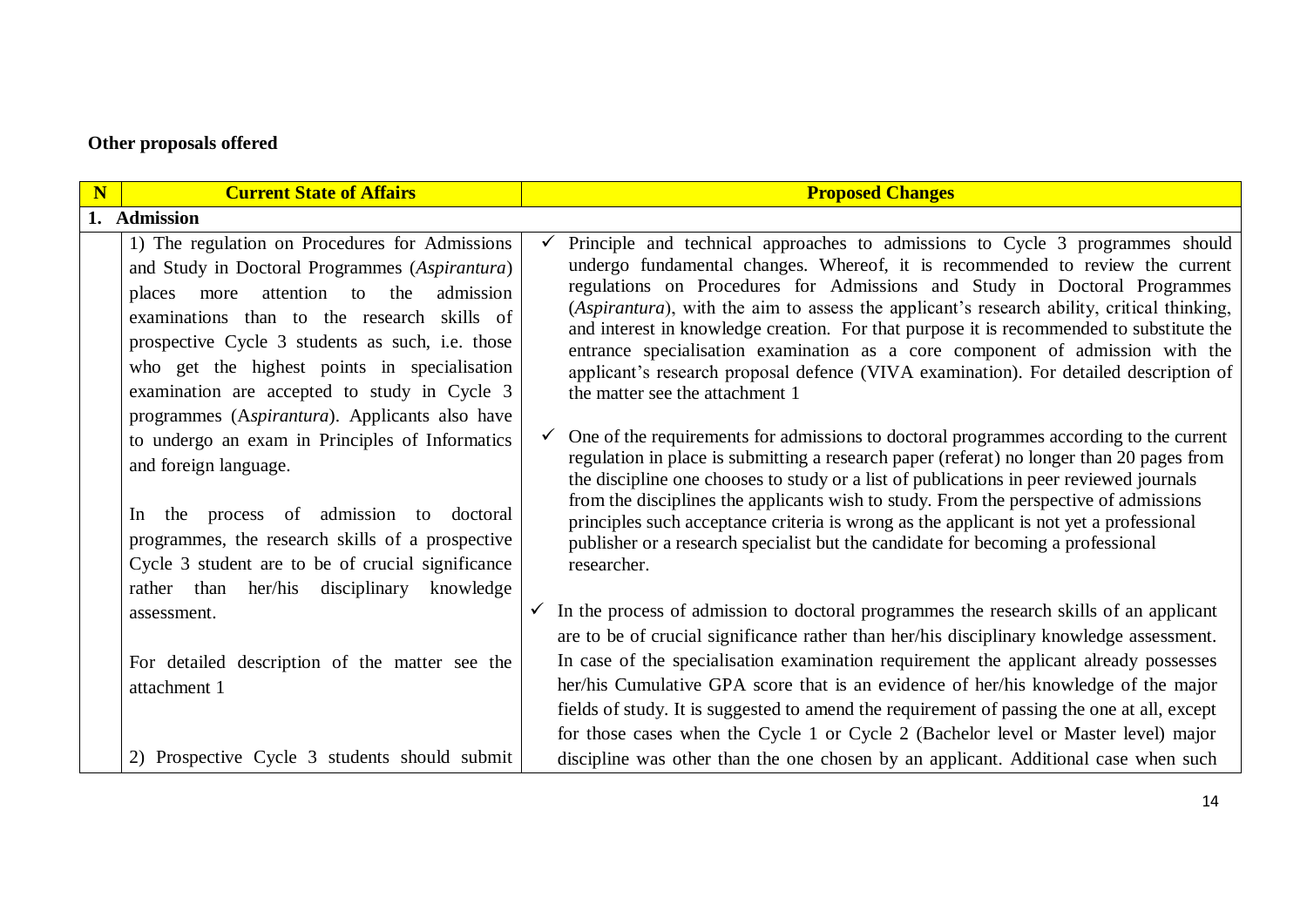**Other proposals offered**

| N | Current State of Affairs | Proposed Changes |
|---|---|---|
| **1. Admission** | | |
| | 1) The regulation on Procedures for Admissions and Study in Doctoral Programmes (*Aspirantura*) places more attention to the admission examinations than to the research skills of prospective Cycle 3 students as such, i.e. those who get the highest points in specialisation examination are accepted to study in Cycle 3 programmes (A*spirantura*). Applicants also have to undergo an exam in Principles of Informatics and foreign language.<br><br>In the process of admission to doctoral programmes, the research skills of a prospective Cycle 3 student are to be of crucial significance rather than her/his disciplinary knowledge assessment.<br><br>For detailed description of the matter see the attachment 1<br><br>2) Prospective Cycle 3 students should submit | ✓ Principle and technical approaches to admissions to Cycle 3 programmes should undergo fundamental changes. Whereof, it is recommended to review the current regulations on Procedures for Admissions and Study in Doctoral Programmes (*Aspirantura*), with the aim to assess the applicant's research ability, critical thinking, and interest in knowledge creation. For that purpose it is recommended to substitute the entrance specialisation examination as a core component of admission with the applicant's research proposal defence (VIVA examination). For detailed description of the matter see the attachment 1<br><br>✓ One of the requirements for admissions to doctoral programmes according to the current regulation in place is submitting a research paper (referat) no longer than 20 pages from the discipline one chooses to study or a list of publications in peer reviewed journals from the disciplines the applicants wish to study. From the perspective of admissions principles such acceptance criteria is wrong as the applicant is not yet a professional publisher or a research specialist but the candidate for becoming a professional researcher.<br><br>✓ In the process of admission to doctoral programmes the research skills of an applicant are to be of crucial significance rather than her/his disciplinary knowledge assessment. In case of the specialisation examination requirement the applicant already possesses her/his Cumulative GPA score that is an evidence of her/his knowledge of the major fields of study. It is suggested to amend the requirement of passing the one at all, except for those cases when the Cycle 1 or Cycle 2 (Bachelor level or Master level) major discipline was other than the one chosen by an applicant. Additional case when such |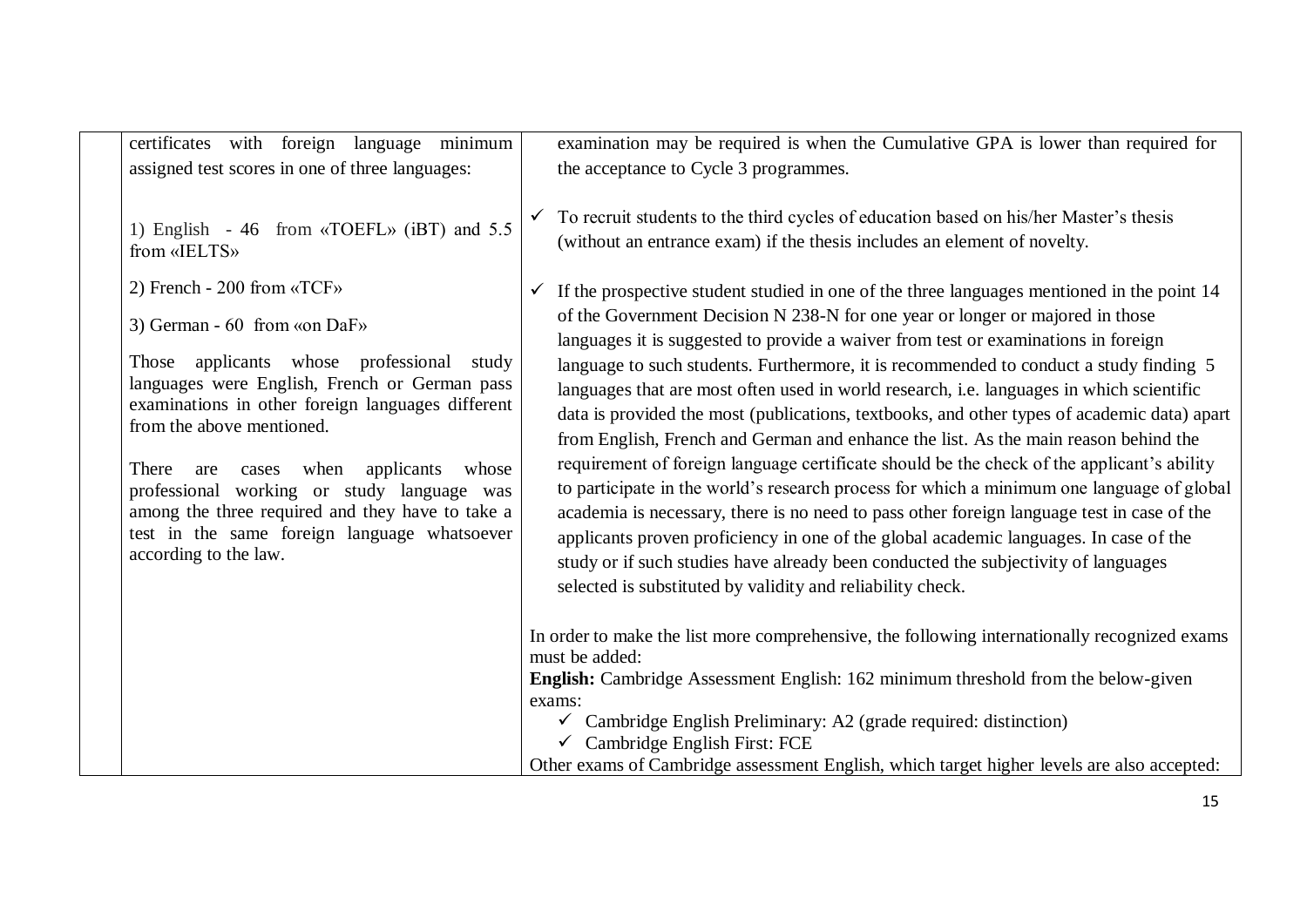| | | |
|---|---|---|
| | certificates with foreign language minimum assigned test scores in one of three languages:<br><br>1) English - 46 from «TOEFL» (iBT) and 5.5 from «IELTS»<br><br>2) French - 200 from «TCF»<br><br>3) German - 60 from «on DaF»<br><br>Those applicants whose professional study languages were English, French or German pass examinations in other foreign languages different from the above mentioned.<br><br>There are cases when applicants whose professional working or study language was among the three required and they have to take a test in the same foreign language whatsoever according to the law. | examination may be required is when the Cumulative GPA is lower than required for the acceptance to Cycle 3 programmes.<br><br>✓ To recruit students to the third cycles of education based on his/her Master's thesis (without an entrance exam) if the thesis includes an element of novelty.<br><br>✓ If the prospective student studied in one of the three languages mentioned in the point 14 of the Government Decision N 238-N for one year or longer or majored in those languages it is suggested to provide a waiver from test or examinations in foreign language to such students. Furthermore, it is recommended to conduct a study finding 5 languages that are most often used in world research, i.e. languages in which scientific data is provided the most (publications, textbooks, and other types of academic data) apart from English, French and German and enhance the list. As the main reason behind the requirement of foreign language certificate should be the check of the applicant's ability to participate in the world's research process for which a minimum one language of global academia is necessary, there is no need to pass other foreign language test in case of the applicants proven proficiency in one of the global academic languages. In case of the study or if such studies have already been conducted the subjectivity of languages selected is substituted by validity and reliability check.<br><br>In order to make the list more comprehensive, the following internationally recognized exams must be added:<br>**English:** Cambridge Assessment English: 162 minimum threshold from the below-given exams:<br>✓ Cambridge English Preliminary: A2 (grade required: distinction)<br>✓ Cambridge English First: FCE<br>Other exams of Cambridge assessment English, which target higher levels are also accepted: |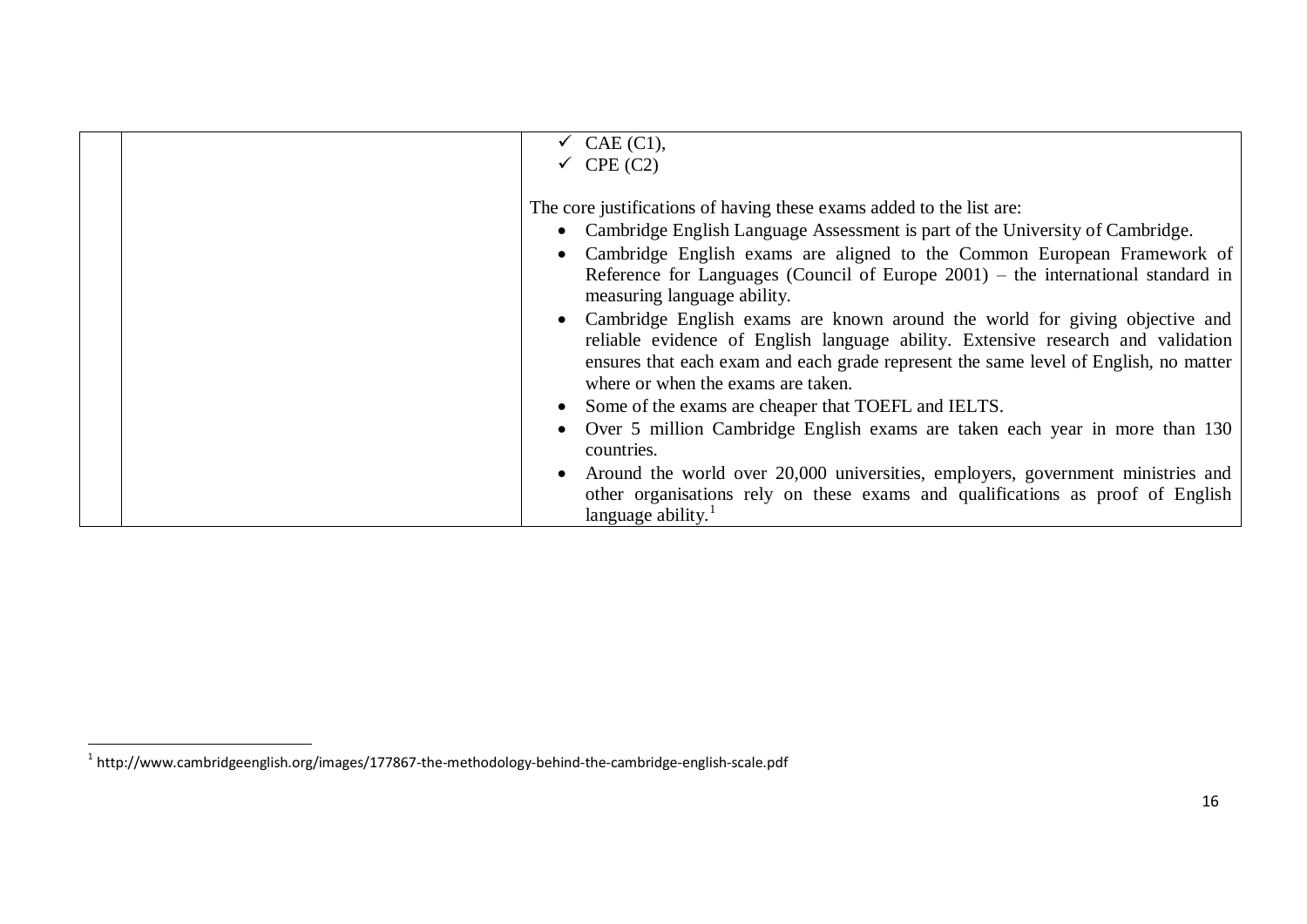| | | ✓ CAE (C1),<br>✓ CPE (C2)<br><br>The core justifications of having these exams added to the list are:<br>• Cambridge English Language Assessment is part of the University of Cambridge.<br>• Cambridge English exams are aligned to the Common European Framework of Reference for Languages (Council of Europe 2001) – the international standard in measuring language ability.<br>• Cambridge English exams are known around the world for giving objective and reliable evidence of English language ability. Extensive research and validation ensures that each exam and each grade represent the same level of English, no matter where or when the exams are taken.<br>• Some of the exams are cheaper that TOEFL and IELTS.<br>• Over 5 million Cambridge English exams are taken each year in more than 130 countries.<br>• Around the world over 20,000 universities, employers, government ministries and other organisations rely on these exams and qualifications as proof of English language ability.[1] |
|---|---|---|

[1] http://www.cambridgeenglish.org/images/177867-the-methodology-behind-the-cambridge-english-scale.pdf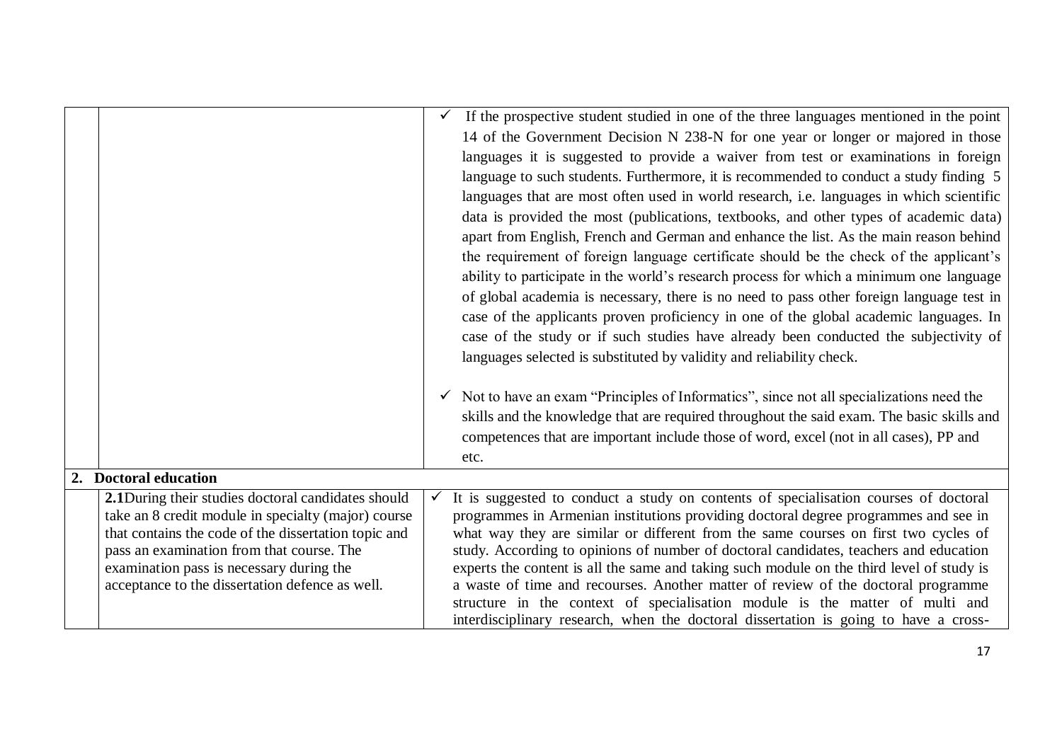| | | |
|---|---|---|
| | | ✓ If the prospective student studied in one of the three languages mentioned in the point 14 of the Government Decision N 238-N for one year or longer or majored in those languages it is suggested to provide a waiver from test or examinations in foreign language to such students. Furthermore, it is recommended to conduct a study finding 5 languages that are most often used in world research, i.e. languages in which scientific data is provided the most (publications, textbooks, and other types of academic data) apart from English, French and German and enhance the list. As the main reason behind the requirement of foreign language certificate should be the check of the applicant's ability to participate in the world's research process for which a minimum one language of global academia is necessary, there is no need to pass other foreign language test in case of the applicants proven proficiency in one of the global academic languages. In case of the study or if such studies have already been conducted the subjectivity of languages selected is substituted by validity and reliability check.<br><br>✓ Not to have an exam "Principles of Informatics", since not all specializations need the skills and the knowledge that are required throughout the said exam. The basic skills and competences that are important include those of word, excel (not in all cases), PP and etc. |
| **2.** | **Doctoral education** | |
| | **2.1** During their studies doctoral candidates should take an 8 credit module in specialty (major) course that contains the code of the dissertation topic and pass an examination from that course. The examination pass is necessary during the acceptance to the dissertation defence as well. | ✓ It is suggested to conduct a study on contents of specialisation courses of doctoral programmes in Armenian institutions providing doctoral degree programmes and see in what way they are similar or different from the same courses on first two cycles of study. According to opinions of number of doctoral candidates, teachers and education experts the content is all the same and taking such module on the third level of study is a waste of time and recourses. Another matter of review of the doctoral programme structure in the context of specialisation module is the matter of multi and interdisciplinary research, when the doctoral dissertation is going to have a cross- |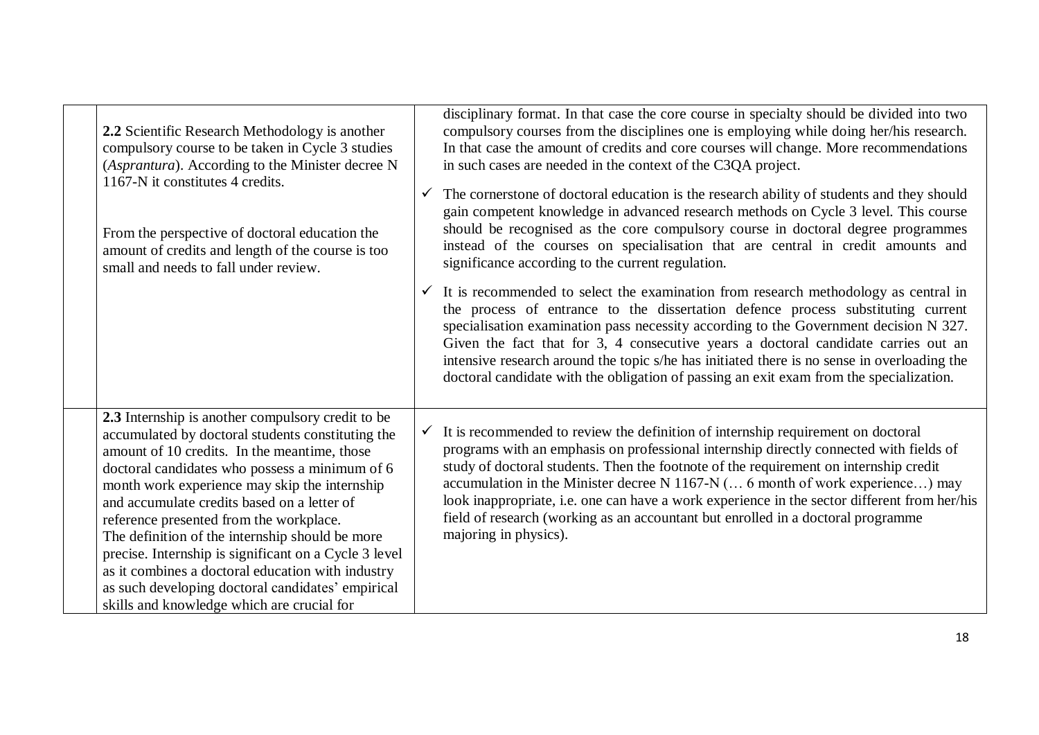| | | |
|---|---|---|
| | **2.2** Scientific Research Methodology is another compulsory course to be taken in Cycle 3 studies (*Asprantura*). According to the Minister decree N 1167-N it constitutes 4 credits.<br><br>From the perspective of doctoral education the amount of credits and length of the course is too small and needs to fall under review. | disciplinary format. In that case the core course in specialty should be divided into two compulsory courses from the disciplines one is employing while doing her/his research. In that case the amount of credits and core courses will change. More recommendations in such cases are needed in the context of the C3QA project.<br><br>✓ The cornerstone of doctoral education is the research ability of students and they should gain competent knowledge in advanced research methods on Cycle 3 level. This course should be recognised as the core compulsory course in doctoral degree programmes instead of the courses on specialisation that are central in credit amounts and significance according to the current regulation.<br><br>✓ It is recommended to select the examination from research methodology as central in the process of entrance to the dissertation defence process substituting current specialisation examination pass necessity according to the Government decision N 327. Given the fact that for 3, 4 consecutive years a doctoral candidate carries out an intensive research around the topic s/he has initiated there is no sense in overloading the doctoral candidate with the obligation of passing an exit exam from the specialization. |
| | **2.3** Internship is another compulsory credit to be accumulated by doctoral students constituting the amount of 10 credits. In the meantime, those doctoral candidates who possess a minimum of 6 month work experience may skip the internship and accumulate credits based on a letter of reference presented from the workplace.<br>The definition of the internship should be more precise. Internship is significant on a Cycle 3 level as it combines a doctoral education with industry as such developing doctoral candidates' empirical skills and knowledge which are crucial for | ✓ It is recommended to review the definition of internship requirement on doctoral programs with an emphasis on professional internship directly connected with fields of study of doctoral students. Then the footnote of the requirement on internship credit accumulation in the Minister decree N 1167-N (… 6 month of work experience…) may look inappropriate, i.e. one can have a work experience in the sector different from her/his field of research (working as an accountant but enrolled in a doctoral programme majoring in physics). |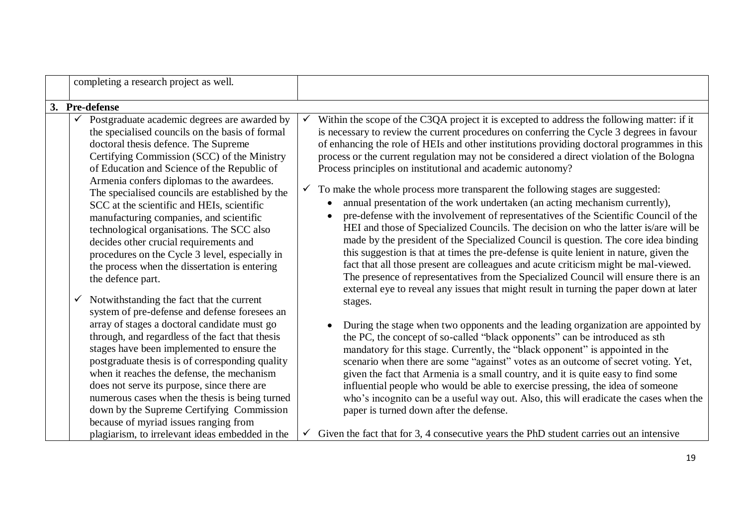| | | |
|---|---|---|
| | completing a research project as well. | |
| **3.** | **Pre-defense** | |
| | ✓ Postgraduate academic degrees are awarded by the specialised councils on the basis of formal doctoral thesis defence. The Supreme Certifying Commission (SCC) of the Ministry of Education and Science of the Republic of Armenia confers diplomas to the awardees. The specialised councils are established by the SCC at the scientific and HEIs, scientific manufacturing companies, and scientific technological organisations. The SCC also decides other crucial requirements and procedures on the Cycle 3 level, especially in the process when the dissertation is entering the defence part.<br><br>✓ Notwithstanding the fact that the current system of pre-defense and defense foresees an array of stages a doctoral candidate must go through, and regardless of the fact that thesis stages have been implemented to ensure the postgraduate thesis is of corresponding quality when it reaches the defense, the mechanism does not serve its purpose, since there are numerous cases when the thesis is being turned down by the Supreme Certifying Commission because of myriad issues ranging from plagiarism, to irrelevant ideas embedded in the | ✓ Within the scope of the C3QA project it is excepted to address the following matter: if it is necessary to review the current procedures on conferring the Cycle 3 degrees in favour of enhancing the role of HEIs and other institutions providing doctoral programmes in this process or the current regulation may not be considered a direct violation of the Bologna Process principles on institutional and academic autonomy?<br><br>✓ To make the whole process more transparent the following stages are suggested:<br>• annual presentation of the work undertaken (an acting mechanism currently),<br>• pre-defense with the involvement of representatives of the Scientific Council of the HEI and those of Specialized Councils. The decision on who the latter is/are will be made by the president of the Specialized Council is question. The core idea binding this suggestion is that at times the pre-defense is quite lenient in nature, given the fact that all those present are colleagues and acute criticism might be mal-viewed. The presence of representatives from the Specialized Council will ensure there is an external eye to reveal any issues that might result in turning the paper down at later stages.<br><br>• During the stage when two opponents and the leading organization are appointed by the PC, the concept of so-called "black opponents" can be introduced as sth mandatory for this stage. Currently, the "black opponent" is appointed in the scenario when there are some "against" votes as an outcome of secret voting. Yet, given the fact that Armenia is a small country, and it is quite easy to find some influential people who would be able to exercise pressing, the idea of someone who's incognito can be a useful way out. Also, this will eradicate the cases when the paper is turned down after the defense.<br><br>✓ Given the fact that for 3, 4 consecutive years the PhD student carries out an intensive |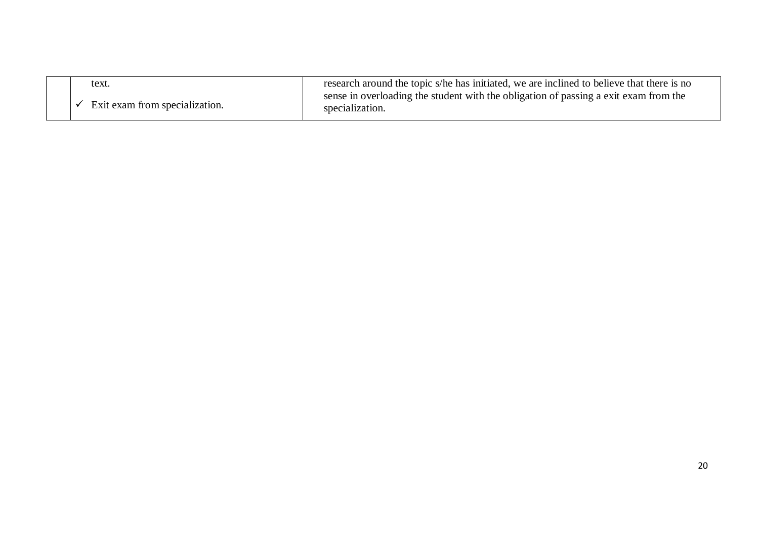|  |  |  |
|---|---|---|
|  | text.<br>✓ Exit exam from specialization. | research around the topic s/he has initiated, we are inclined to believe that there is no sense in overloading the student with the obligation of passing a exit exam from the specialization. |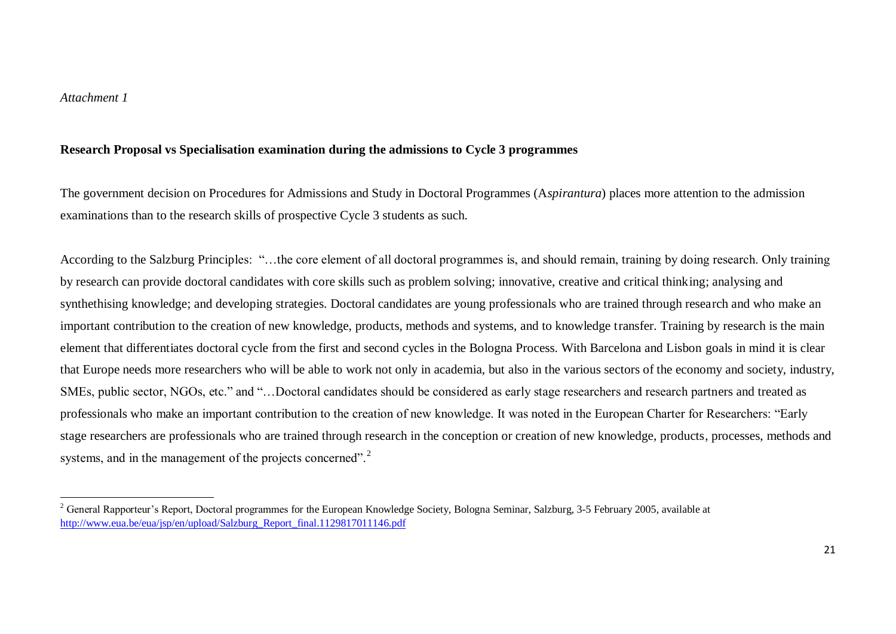*Attachment 1*

**Research Proposal vs Specialisation examination during the admissions to Cycle 3 programmes**

The government decision on Procedures for Admissions and Study in Doctoral Programmes (A*spirantura*) places more attention to the admission examinations than to the research skills of prospective Cycle 3 students as such.

According to the Salzburg Principles: "…the core element of all doctoral programmes is, and should remain, training by doing research. Only training by research can provide doctoral candidates with core skills such as problem solving; innovative, creative and critical thinking; analysing and synthethising knowledge; and developing strategies. Doctoral candidates are young professionals who are trained through research and who make an important contribution to the creation of new knowledge, products, methods and systems, and to knowledge transfer. Training by research is the main element that differentiates doctoral cycle from the first and second cycles in the Bologna Process. With Barcelona and Lisbon goals in mind it is clear that Europe needs more researchers who will be able to work not only in academia, but also in the various sectors of the economy and society, industry, SMEs, public sector, NGOs, etc." and "…Doctoral candidates should be considered as early stage researchers and research partners and treated as professionals who make an important contribution to the creation of new knowledge. It was noted in the European Charter for Researchers: "Early stage researchers are professionals who are trained through research in the conception or creation of new knowledge, products, processes, methods and systems, and in the management of the projects concerned".[2]

---

[2] General Rapporteur's Report, Doctoral programmes for the European Knowledge Society, Bologna Seminar, Salzburg, 3-5 February 2005, available at http://www.eua.be/eua/jsp/en/upload/Salzburg_Report_final.1129817011146.pdf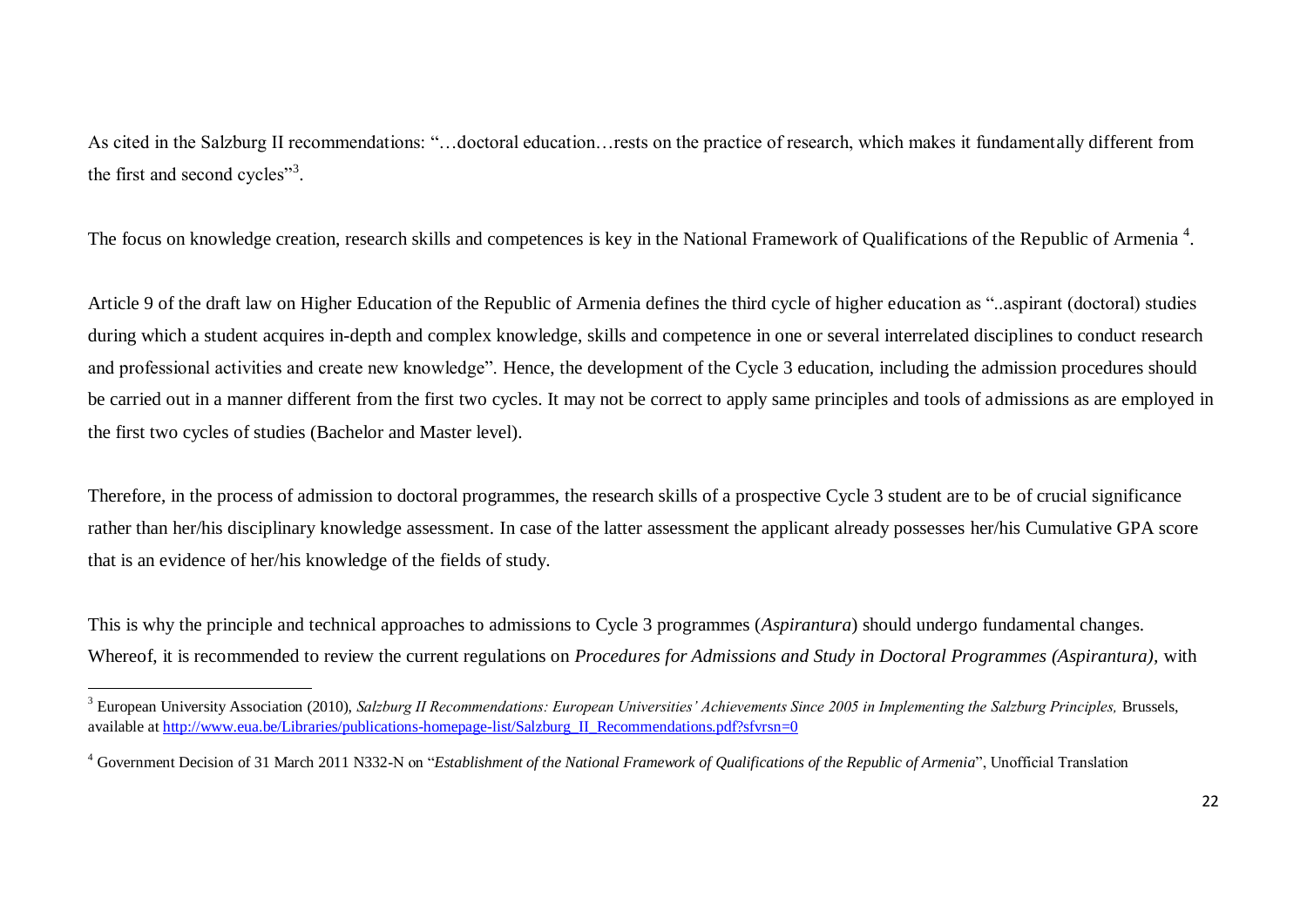As cited in the Salzburg II recommendations: "…doctoral education…rests on the practice of research, which makes it fundamentally different from the first and second cycles"[3].

The focus on knowledge creation, research skills and competences is key in the National Framework of Qualifications of the Republic of Armenia [4].

Article 9 of the draft law on Higher Education of the Republic of Armenia defines the third cycle of higher education as "..aspirant (doctoral) studies during which a student acquires in-depth and complex knowledge, skills and competence in one or several interrelated disciplines to conduct research and professional activities and create new knowledge". Hence, the development of the Cycle 3 education, including the admission procedures should be carried out in a manner different from the first two cycles. It may not be correct to apply same principles and tools of admissions as are employed in the first two cycles of studies (Bachelor and Master level).

Therefore, in the process of admission to doctoral programmes, the research skills of a prospective Cycle 3 student are to be of crucial significance rather than her/his disciplinary knowledge assessment. In case of the latter assessment the applicant already possesses her/his Cumulative GPA score that is an evidence of her/his knowledge of the fields of study.

This is why the principle and technical approaches to admissions to Cycle 3 programmes (*Aspirantura*) should undergo fundamental changes. Whereof, it is recommended to review the current regulations on *Procedures for Admissions and Study in Doctoral Programmes (Aspirantura)*, with

---

[3] European University Association (2010), *Salzburg II Recommendations: European Universities' Achievements Since 2005 in Implementing the Salzburg Principles,* Brussels, available at http://www.eua.be/Libraries/publications-homepage-list/Salzburg_II_Recommendations.pdf?sfvrsn=0

[4] Government Decision of 31 March 2011 N332-N on "*Establishment of the National Framework of Qualifications of the Republic of Armenia*", Unofficial Translation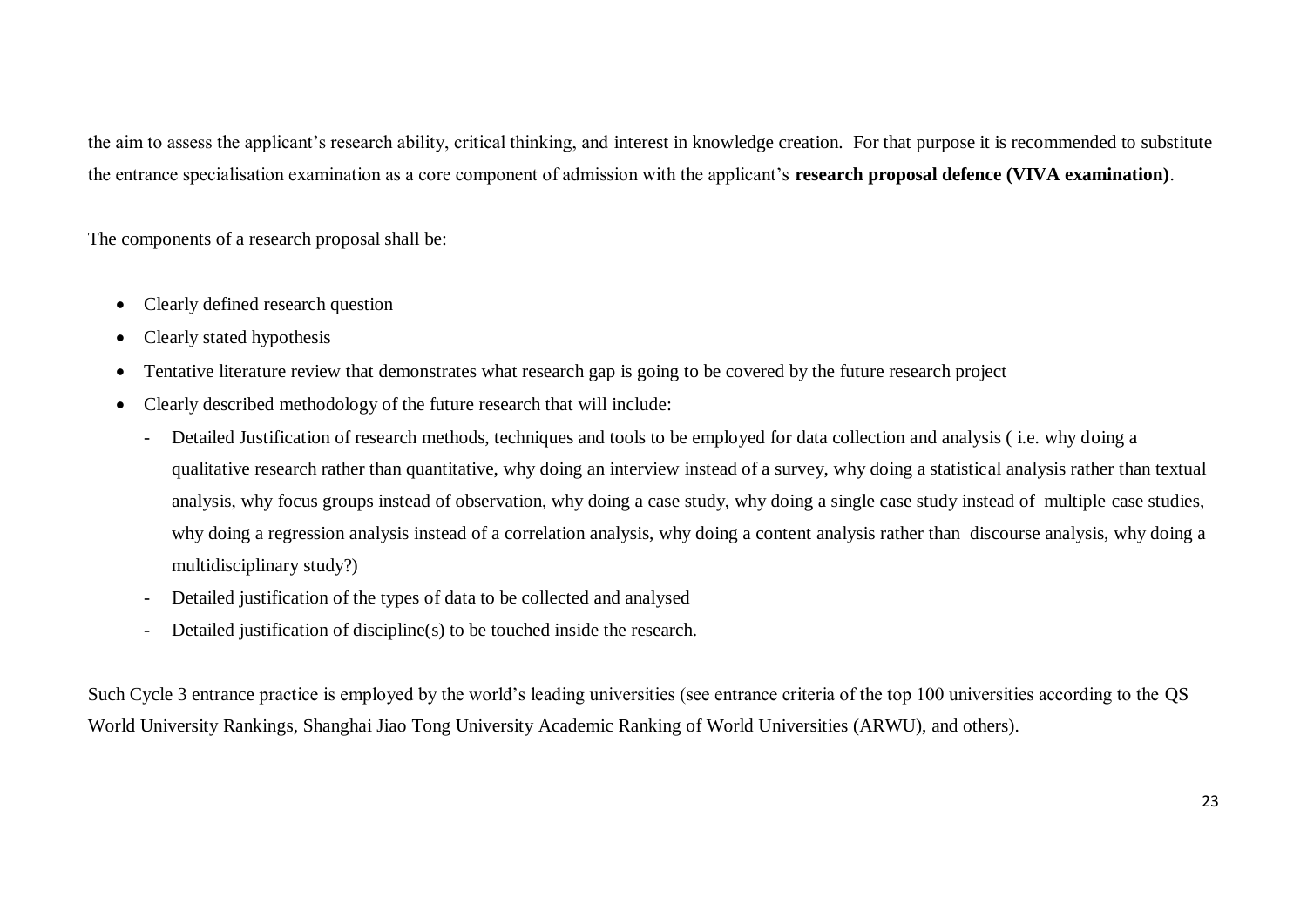the aim to assess the applicant's research ability, critical thinking, and interest in knowledge creation. For that purpose it is recommended to substitute the entrance specialisation examination as a core component of admission with the applicant's **research proposal defence (VIVA examination)**.

The components of a research proposal shall be:

- Clearly defined research question
- Clearly stated hypothesis
- Tentative literature review that demonstrates what research gap is going to be covered by the future research project
- Clearly described methodology of the future research that will include:
  - Detailed Justification of research methods, techniques and tools to be employed for data collection and analysis ( i.e. why doing a qualitative research rather than quantitative, why doing an interview instead of a survey, why doing a statistical analysis rather than textual analysis, why focus groups instead of observation, why doing a case study, why doing a single case study instead of multiple case studies, why doing a regression analysis instead of a correlation analysis, why doing a content analysis rather than discourse analysis, why doing a multidisciplinary study?)
  - Detailed justification of the types of data to be collected and analysed
  - Detailed justification of discipline(s) to be touched inside the research.

Such Cycle 3 entrance practice is employed by the world's leading universities (see entrance criteria of the top 100 universities according to the QS World University Rankings, Shanghai Jiao Tong University Academic Ranking of World Universities (ARWU), and others).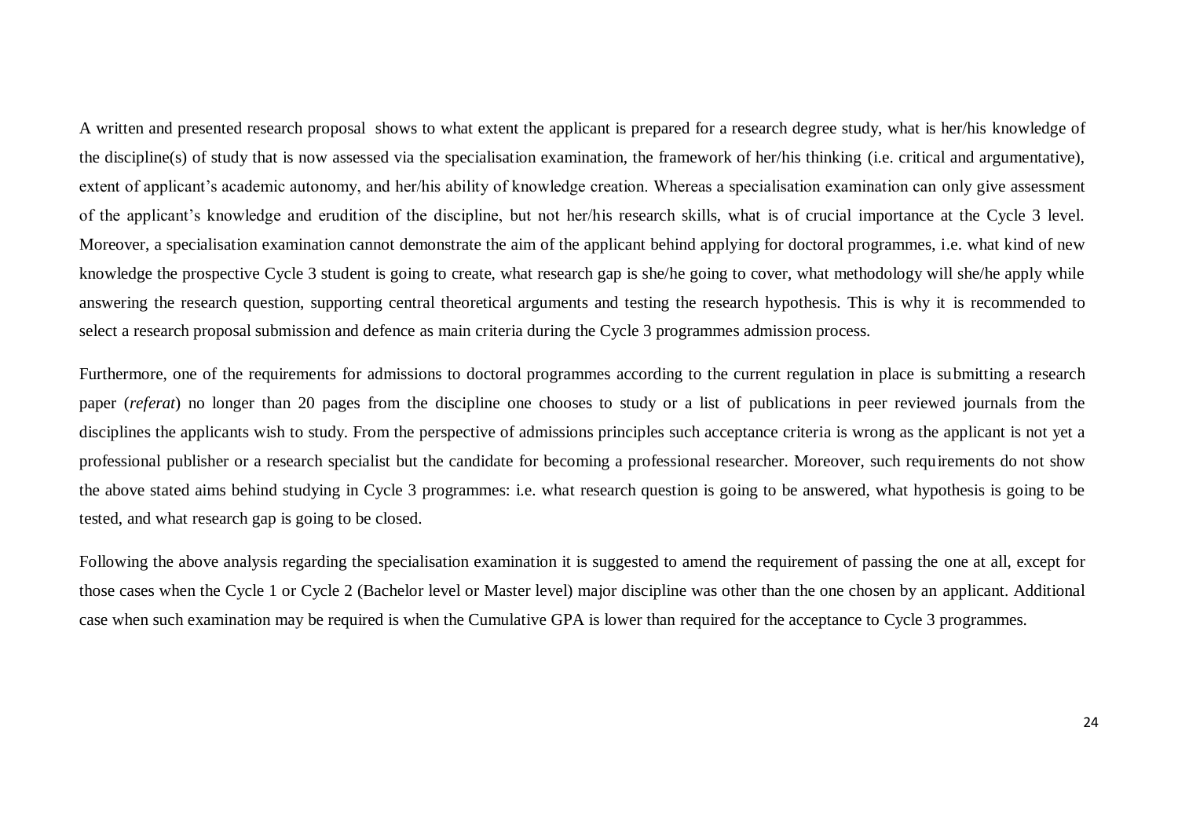A written and presented research proposal  shows to what extent the applicant is prepared for a research degree study, what is her/his knowledge of the discipline(s) of study that is now assessed via the specialisation examination, the framework of her/his thinking (i.e. critical and argumentative), extent of applicant's academic autonomy, and her/his ability of knowledge creation. Whereas a specialisation examination can only give assessment of the applicant's knowledge and erudition of the discipline, but not her/his research skills, what is of crucial importance at the Cycle 3 level. Moreover, a specialisation examination cannot demonstrate the aim of the applicant behind applying for doctoral programmes, i.e. what kind of new knowledge the prospective Cycle 3 student is going to create, what research gap is she/he going to cover, what methodology will she/he apply while answering the research question, supporting central theoretical arguments and testing the research hypothesis. This is why it is recommended to select a research proposal submission and defence as main criteria during the Cycle 3 programmes admission process.

Furthermore, one of the requirements for admissions to doctoral programmes according to the current regulation in place is submitting a research paper (*referat*) no longer than 20 pages from the discipline one chooses to study or a list of publications in peer reviewed journals from the disciplines the applicants wish to study. From the perspective of admissions principles such acceptance criteria is wrong as the applicant is not yet a professional publisher or a research specialist but the candidate for becoming a professional researcher. Moreover, such requirements do not show the above stated aims behind studying in Cycle 3 programmes: i.e. what research question is going to be answered, what hypothesis is going to be tested, and what research gap is going to be closed.

Following the above analysis regarding the specialisation examination it is suggested to amend the requirement of passing the one at all, except for those cases when the Cycle 1 or Cycle 2 (Bachelor level or Master level) major discipline was other than the one chosen by an applicant. Additional case when such examination may be required is when the Cumulative GPA is lower than required for the acceptance to Cycle 3 programmes.